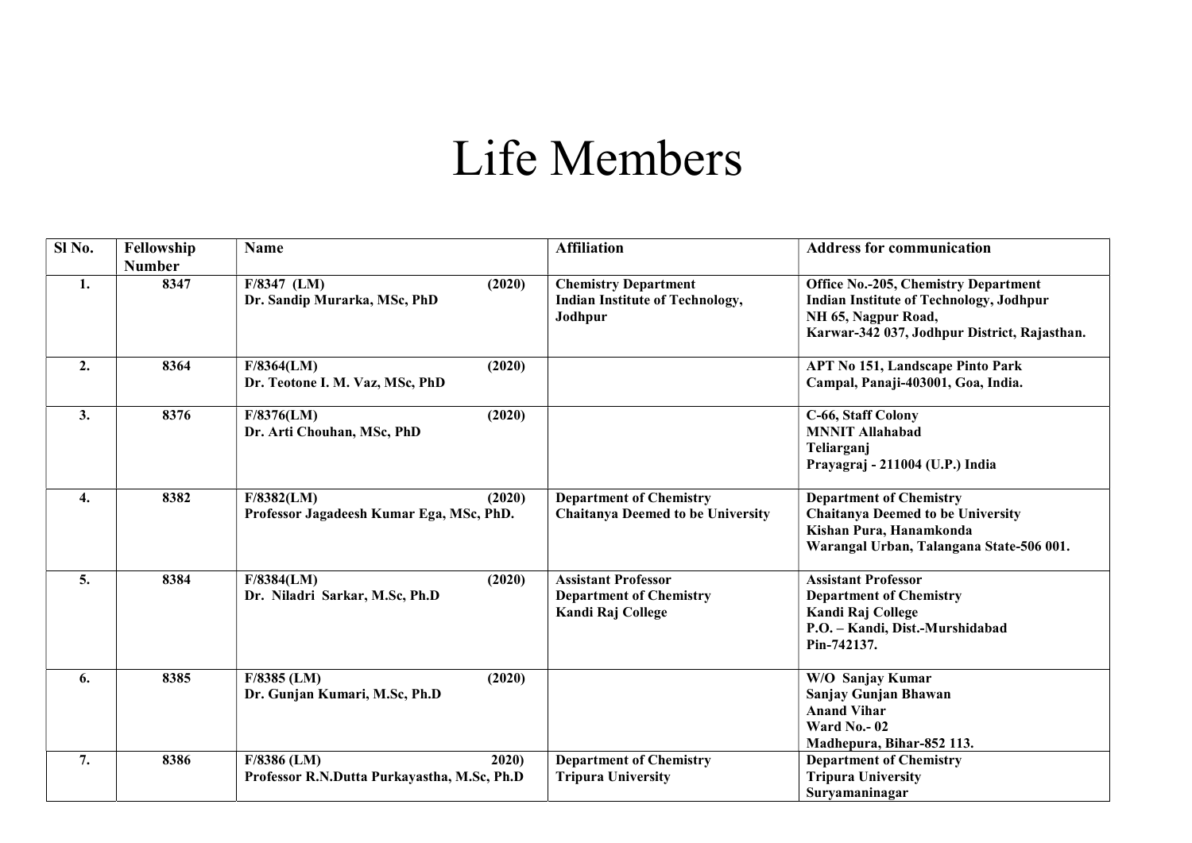# Life Members

| Sl No. | Fellowship Number | Name | Affiliation | Address for communication |
|---|---|---|---|---|
| **1.** | **8347** | **F/8347 (LM) (2020)**<br>**Dr. Sandip Murarka, MSc, PhD** | **Chemistry Department**<br>**Indian Institute of Technology, Jodhpur** | **Office No.-205, Chemistry Department**<br>**Indian Institute of Technology, Jodhpur**<br>**NH 65, Nagpur Road,**<br>**Karwar-342 037, Jodhpur District, Rajasthan.** |
| **2.** | **8364** | **F/8364(LM) (2020)**<br>**Dr. Teotone I. M. Vaz, MSc, PhD** | | **APT No 151, Landscape Pinto Park**<br>**Campal, Panaji-403001, Goa, India.** |
| **3.** | **8376** | **F/8376(LM) (2020)**<br>**Dr. Arti Chouhan, MSc, PhD** | | **C-66, Staff Colony**<br>**MNNIT Allahabad**<br>**Teliarganj**<br>**Prayagraj - 211004 (U.P.) India** |
| **4.** | **8382** | **F/8382(LM) (2020)**<br>**Professor Jagadeesh Kumar Ega, MSc, PhD.** | **Department of Chemistry**<br>**Chaitanya Deemed to be University** | **Department of Chemistry**<br>**Chaitanya Deemed to be University**<br>**Kishan Pura, Hanamkonda**<br>**Warangal Urban, Talangana State-506 001.** |
| **5.** | **8384** | **F/8384(LM) (2020)**<br>**Dr. Niladri Sarkar, M.Sc, Ph.D** | **Assistant Professor**<br>**Department of Chemistry**<br>**Kandi Raj College** | **Assistant Professor**<br>**Department of Chemistry**<br>**Kandi Raj College**<br>**P.O. – Kandi, Dist.-Murshidabad**<br>**Pin-742137.** |
| **6.** | **8385** | **F/8385 (LM) (2020)**<br>**Dr. Gunjan Kumari, M.Sc, Ph.D** | | **W/O Sanjay Kumar**<br>**Sanjay Gunjan Bhawan**<br>**Anand Vihar**<br>**Ward No.- 02**<br>**Madhepura, Bihar-852 113.** |
| **7.** | **8386** | **F/8386 (LM) 2020)**<br>**Professor R.N.Dutta Purkayastha, M.Sc, Ph.D** | **Department of Chemistry**<br>**Tripura University** | **Department of Chemistry**<br>**Tripura University**<br>**Suryamaninagar** |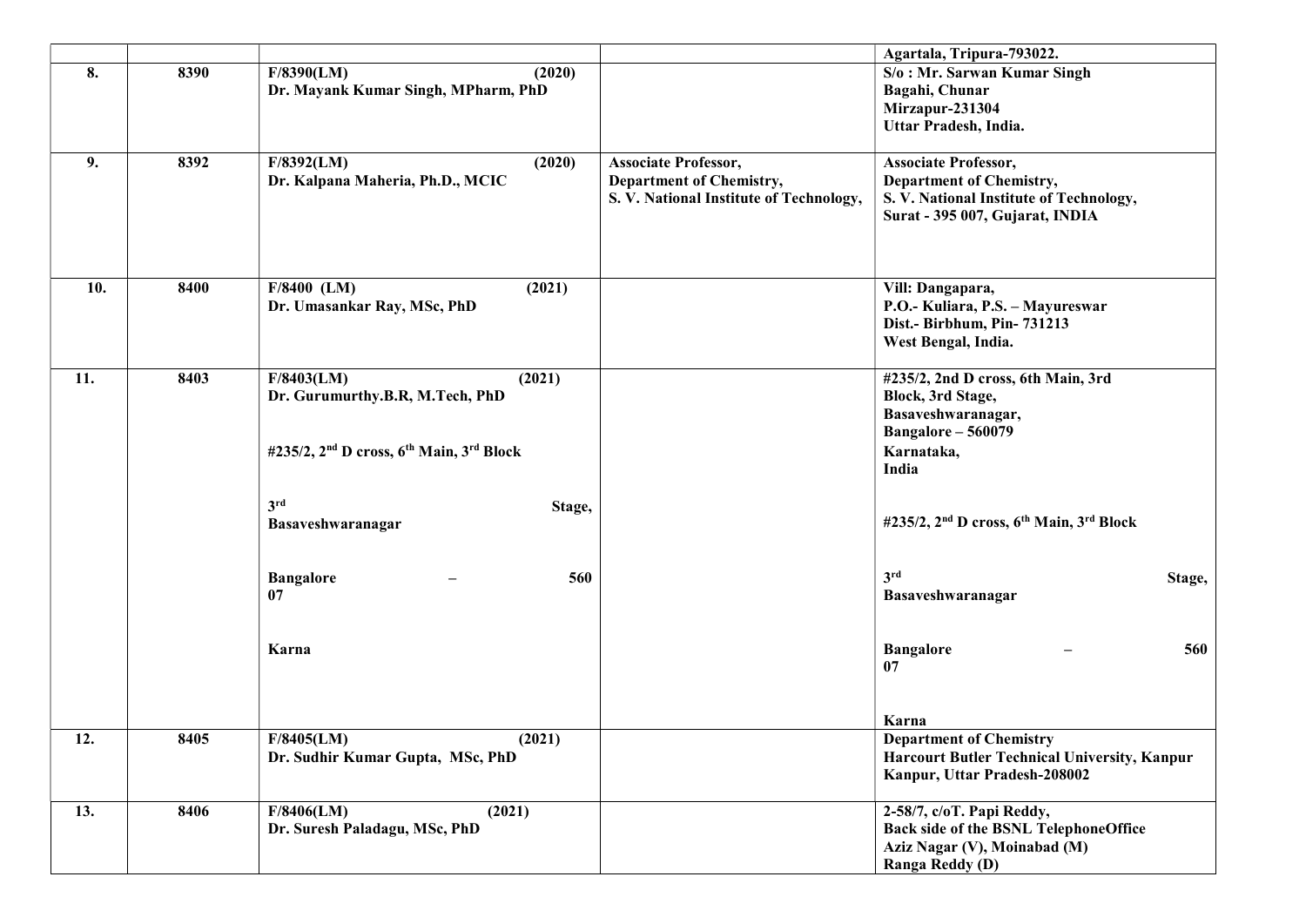| | | | | |
|---|---|---|---|---|
| | | | | Agartala, Tripura-793022. |
| 8. | 8390 | F/8390(LM) (2020)<br>Dr. Mayank Kumar Singh, MPharm, PhD | | S/o : Mr. Sarwan Kumar Singh<br>Bagahi, Chunar<br>Mirzapur-231304<br>Uttar Pradesh, India. |
| 9. | 8392 | F/8392(LM) (2020)<br>Dr. Kalpana Maheria, Ph.D., MCIC | Associate Professor,<br>Department of Chemistry,<br>S. V. National Institute of Technology, | Associate Professor,<br>Department of Chemistry,<br>S. V. National Institute of Technology,<br>Surat - 395 007, Gujarat, INDIA |
| 10. | 8400 | F/8400 (LM) (2021)<br>Dr. Umasankar Ray, MSc, PhD | | Vill: Dangapara,<br>P.O.- Kuliara, P.S. – Mayureswar<br>Dist.- Birbhum, Pin- 731213<br>West Bengal, India. |
| 11. | 8403 | F/8403(LM) (2021)<br>Dr. Gurumurthy.B.R, M.Tech, PhD<br><br>#235/2, 2nd D cross, 6th Main, 3rd Block<br><br>3rd Stage,<br>Basaveshwaranagar<br><br>Bangalore – 560<br>07<br><br>Karna | | #235/2, 2nd D cross, 6th Main, 3rd<br>Block, 3rd Stage,<br>Basaveshwaranagar,<br>Bangalore – 560079<br>Karnataka,<br>India<br><br>#235/2, 2nd D cross, 6th Main, 3rd Block<br><br>3rd Stage,<br>Basaveshwaranagar<br><br>Bangalore – 560<br>07<br><br>Karna |
| 12. | 8405 | F/8405(LM) (2021)<br>Dr. Sudhir Kumar Gupta, MSc, PhD | | Department of Chemistry<br>Harcourt Butler Technical University, Kanpur<br>Kanpur, Uttar Pradesh-208002 |
| 13. | 8406 | F/8406(LM) (2021)<br>Dr. Suresh Paladagu, MSc, PhD | | 2-58/7, c/oT. Papi Reddy,<br>Back side of the BSNL TelephoneOffice<br>Aziz Nagar (V), Moinabad (M)<br>Ranga Reddy (D) |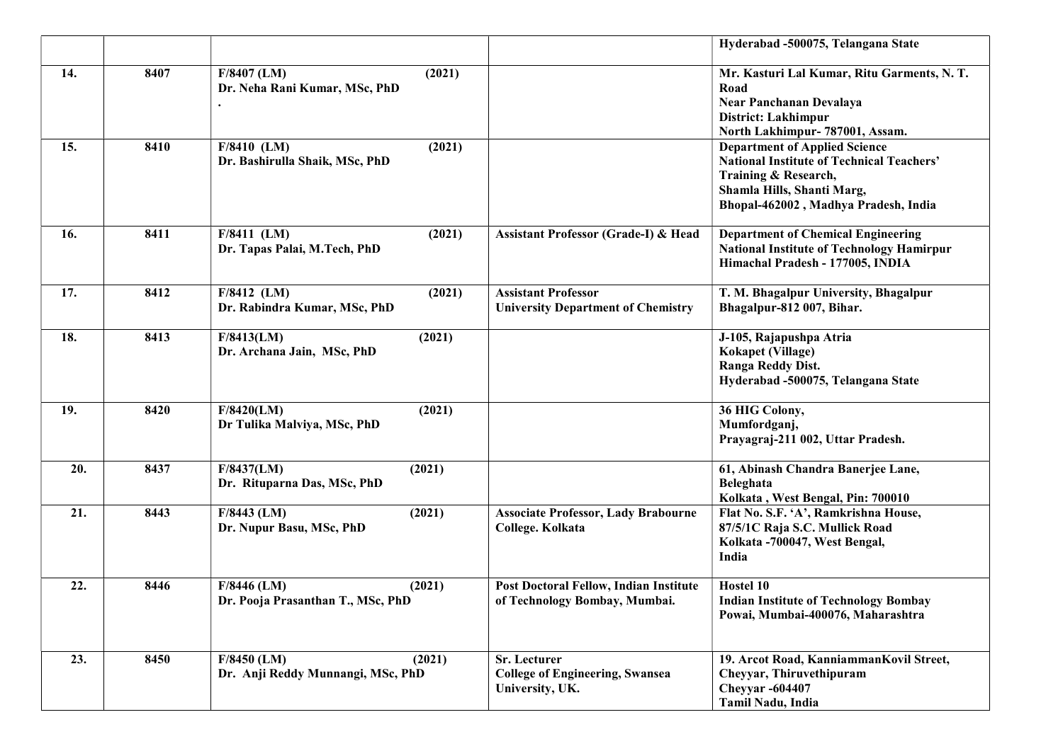| | | | | Hyderabad -500075, Telangana State |
|---|---|---|---|---|
| 14. | 8407 | F/8407 (LM) (2021)<br>Dr. Neha Rani Kumar, MSc, PhD<br>. | | Mr. Kasturi Lal Kumar, Ritu Garments, N. T. Road<br>Near Panchanan Devalaya<br>District: Lakhimpur<br>North Lakhimpur- 787001, Assam. |
| 15. | 8410 | F/8410 (LM) (2021)<br>Dr. Bashirulla Shaik, MSc, PhD | | Department of Applied Science<br>National Institute of Technical Teachers' Training & Research,<br>Shamla Hills, Shanti Marg,<br>Bhopal-462002 , Madhya Pradesh, India |
| 16. | 8411 | F/8411 (LM) (2021)<br>Dr. Tapas Palai, M.Tech, PhD | Assistant Professor (Grade-I) & Head | Department of Chemical Engineering<br>National Institute of Technology Hamirpur<br>Himachal Pradesh - 177005, INDIA |
| 17. | 8412 | F/8412 (LM) (2021)<br>Dr. Rabindra Kumar, MSc, PhD | Assistant Professor<br>University Department of Chemistry | T. M. Bhagalpur University, Bhagalpur<br>Bhagalpur-812 007, Bihar. |
| 18. | 8413 | F/8413(LM) (2021)<br>Dr. Archana Jain, MSc, PhD | | J-105, Rajapushpa Atria<br>Kokapet (Village)<br>Ranga Reddy Dist.<br>Hyderabad -500075, Telangana State |
| 19. | 8420 | F/8420(LM) (2021)<br>Dr Tulika Malviya, MSc, PhD | | 36 HIG Colony,<br>Mumfordganj,<br>Prayagraj-211 002, Uttar Pradesh. |
| 20. | 8437 | F/8437(LM) (2021)<br>Dr. Rituparna Das, MSc, PhD | | 61, Abinash Chandra Banerjee Lane,<br>Beleghata<br>Kolkata , West Bengal, Pin: 700010 |
| 21. | 8443 | F/8443 (LM) (2021)<br>Dr. Nupur Basu, MSc, PhD | Associate Professor, Lady Brabourne College. Kolkata | Flat No. S.F. 'A', Ramkrishna House,<br>87/5/1C Raja S.C. Mullick Road<br>Kolkata -700047, West Bengal,<br>India |
| 22. | 8446 | F/8446 (LM) (2021)<br>Dr. Pooja Prasanthan T., MSc, PhD | Post Doctoral Fellow, Indian Institute of Technology Bombay, Mumbai. | Hostel 10<br>Indian Institute of Technology Bombay<br>Powai, Mumbai-400076, Maharashtra |
| 23. | 8450 | F/8450 (LM) (2021)<br>Dr. Anji Reddy Munnangi, MSc, PhD | Sr. Lecturer<br>College of Engineering, Swansea University, UK. | 19. Arcot Road, KanniammanKovil Street,<br>Cheyyar, Thiruvethipuram<br>Cheyyar -604407<br>Tamil Nadu, India |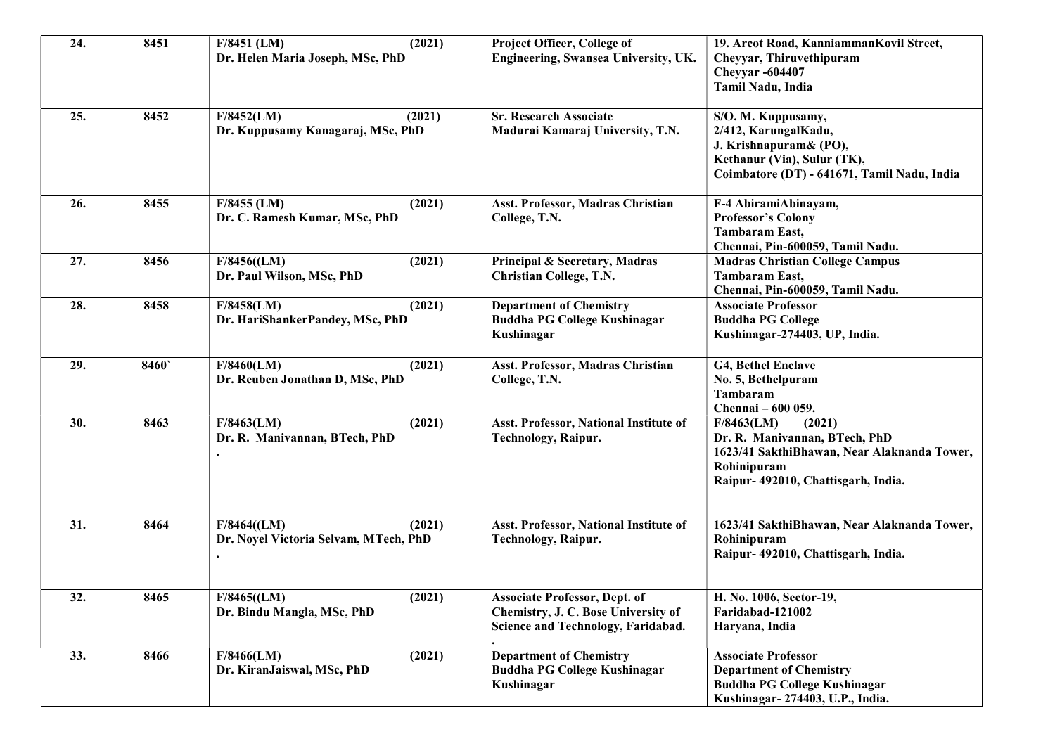| 24. | 8451 | F/8451 (LM) (2021)<br>Dr. Helen Maria Joseph, MSc, PhD | Project Officer, College of Engineering, Swansea University, UK. | 19. Arcot Road, KanniammanKovil Street, Cheyyar, Thiruvethipuram<br>Cheyyar -604407<br>Tamil Nadu, India |
|---|---|---|---|---|
| 25. | 8452 | F/8452(LM) (2021)<br>Dr. Kuppusamy Kanagaraj, MSc, PhD | Sr. Research Associate<br>Madurai Kamaraj University, T.N. | S/O. M. Kuppusamy,<br>2/412, KarungalKadu,<br>J. Krishnapuram& (PO),<br>Kethanur (Via), Sulur (TK),<br>Coimbatore (DT) - 641671, Tamil Nadu, India |
| 26. | 8455 | F/8455 (LM) (2021)<br>Dr. C. Ramesh Kumar, MSc, PhD | Asst. Professor, Madras Christian College, T.N. | F-4 AbiramiAbinayam,<br>Professor's Colony<br>Tambaram East,<br>Chennai, Pin-600059, Tamil Nadu. |
| 27. | 8456 | F/8456((LM) (2021)<br>Dr. Paul Wilson, MSc, PhD | Principal & Secretary, Madras Christian College, T.N. | Madras Christian College Campus<br>Tambaram East,<br>Chennai, Pin-600059, Tamil Nadu. |
| 28. | 8458 | F/8458(LM) (2021)<br>Dr. HariShankerPandey, MSc, PhD | Department of Chemistry<br>Buddha PG College Kushinagar<br>Kushinagar | Associate Professor<br>Buddha PG College<br>Kushinagar-274403, UP, India. |
| 29. | 8460` | F/8460(LM) (2021)<br>Dr. Reuben Jonathan D, MSc, PhD | Asst. Professor, Madras Christian College, T.N. | G4, Bethel Enclave<br>No. 5, Bethelpuram<br>Tambaram<br>Chennai – 600 059. |
| 30. | 8463 | F/8463(LM) (2021)<br>Dr. R. Manivannan, BTech, PhD<br>. | Asst. Professor, National Institute of Technology, Raipur. | F/8463(LM) (2021)<br>Dr. R. Manivannan, BTech, PhD<br>1623/41 SakthiBhawan, Near Alaknanda Tower, Rohinipuram<br>Raipur- 492010, Chattisgarh, India. |
| 31. | 8464 | F/8464((LM) (2021)<br>Dr. Noyel Victoria Selvam, MTech, PhD<br>. | Asst. Professor, National Institute of Technology, Raipur. | 1623/41 SakthiBhawan, Near Alaknanda Tower, Rohinipuram<br>Raipur- 492010, Chattisgarh, India. |
| 32. | 8465 | F/8465((LM) (2021)<br>Dr. Bindu Mangla, MSc, PhD | Associate Professor, Dept. of Chemistry, J. C. Bose University of Science and Technology, Faridabad.<br>. | H. No. 1006, Sector-19,<br>Faridabad-121002<br>Haryana, India |
| 33. | 8466 | F/8466(LM) (2021)<br>Dr. KiranJaiswal, MSc, PhD | Department of Chemistry<br>Buddha PG College Kushinagar<br>Kushinagar | Associate Professor<br>Department of Chemistry<br>Buddha PG College Kushinagar<br>Kushinagar- 274403, U.P., India. |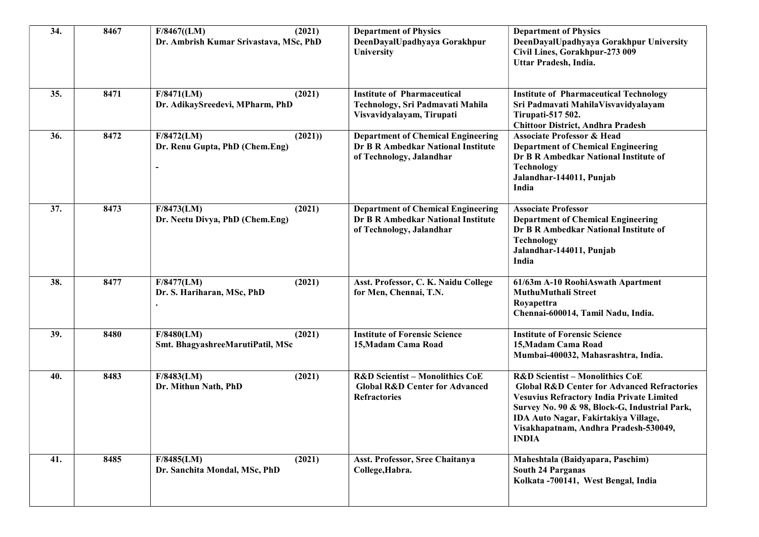| 34. | 8467 | F/8467((LM) (2021)<br>Dr. Ambrish Kumar Srivastava, MSc, PhD | Department of Physics<br>DeenDayalUpadhyaya Gorakhpur University | Department of Physics<br>DeenDayalUpadhyaya Gorakhpur University<br>Civil Lines, Gorakhpur-273 009<br>Uttar Pradesh, India. |
|---|---|---|---|---|
| 35. | 8471 | F/8471(LM) (2021)<br>Dr. AdikaySreedevi, MPharm, PhD | Institute of Pharmaceutical Technology, Sri Padmavati Mahila Visvavidyalayam, Tirupati | Institute of Pharmaceutical Technology<br>Sri Padmavati MahilaVisvavidyalayam<br>Tirupati-517 502.<br>Chittoor District, Andhra Pradesh |
| 36. | 8472 | F/8472(LM) (2021))<br>Dr. Renu Gupta, PhD (Chem.Eng)<br>- | Department of Chemical Engineering<br>Dr B R Ambedkar National Institute of Technology, Jalandhar | Associate Professor & Head<br>Department of Chemical Engineering<br>Dr B R Ambedkar National Institute of Technology<br>Jalandhar-144011, Punjab<br>India |
| 37. | 8473 | F/8473(LM) (2021)<br>Dr. Neetu Divya, PhD (Chem.Eng) | Department of Chemical Engineering<br>Dr B R Ambedkar National Institute of Technology, Jalandhar | Associate Professor<br>Department of Chemical Engineering<br>Dr B R Ambedkar National Institute of Technology<br>Jalandhar-144011, Punjab<br>India |
| 38. | 8477 | F/8477(LM) (2021)<br>Dr. S. Hariharan, MSc, PhD<br>. | Asst. Professor, C. K. Naidu College for Men, Chennai, T.N. | 61/63m A-10 RoohiAswath Apartment<br>MuthuMuthali Street<br>Royapettra<br>Chennai-600014, Tamil Nadu, India. |
| 39. | 8480 | F/8480(LM) (2021)<br>Smt. BhagyashreeMarutiPatil, MSc | Institute of Forensic Science<br>15,Madam Cama Road | Institute of Forensic Science<br>15,Madam Cama Road<br>Mumbai-400032, Mahasrashtra, India. |
| 40. | 8483 | F/8483(LM) (2021)<br>Dr. Mithun Nath, PhD | R&D Scientist – Monolithics CoE<br>Global R&D Center for Advanced Refractories | R&D Scientist – Monolithics CoE<br>Global R&D Center for Advanced Refractories<br>Vesuvius Refractory India Private Limited<br>Survey No. 90 & 98, Block-G, Industrial Park, IDA Auto Nagar, Fakirtakiya Village, Visakhapatnam, Andhra Pradesh-530049, INDIA |
| 41. | 8485 | F/8485(LM) (2021)<br>Dr. Sanchita Mondal, MSc, PhD | Asst. Professor, Sree Chaitanya College,Habra. | Maheshtala (Baidyapara, Paschim)<br>South 24 Parganas<br>Kolkata -700141, West Bengal, India |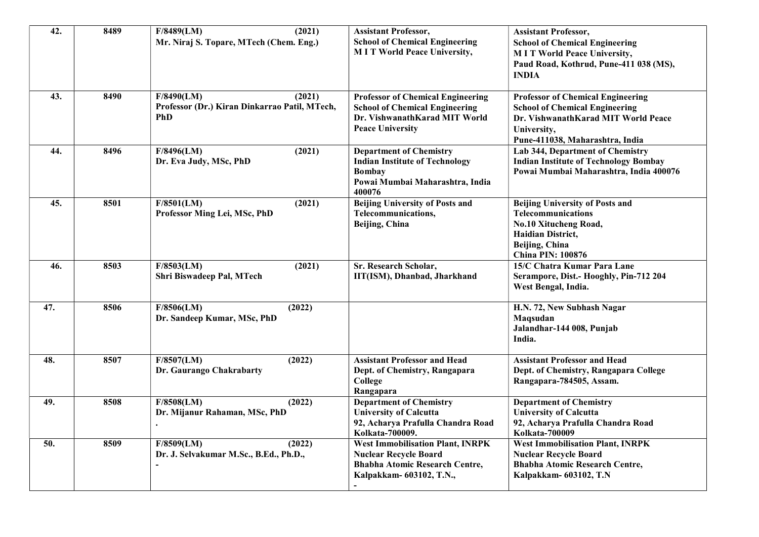| | | | | |
|---|---|---|---|---|
| **42.** | **8489** | **F/8489(LM) (2021)**<br>**Mr. Niraj S. Topare, MTech (Chem. Eng.)** | **Assistant Professor,**<br>**School of Chemical Engineering**<br>**M I T World Peace University,** | **Assistant Professor,**<br>**School of Chemical Engineering**<br>**M I T World Peace University,**<br>**Paud Road, Kothrud, Pune-411 038 (MS), INDIA** |
| **43.** | **8490** | **F/8490(LM) (2021)**<br>**Professor (Dr.) Kiran Dinkarrao Patil, MTech, PhD** | **Professor of Chemical Engineering**<br>**School of Chemical Engineering**<br>**Dr. VishwanathKarad MIT World Peace University** | **Professor of Chemical Engineering**<br>**School of Chemical Engineering**<br>**Dr. VishwanathKarad MIT World Peace University,**<br>**Pune-411038, Maharashtra, India** |
| **44.** | **8496** | **F/8496(LM) (2021)**<br>**Dr. Eva Judy, MSc, PhD** | **Department of Chemistry**<br>**Indian Institute of Technology Bombay**<br>**Powai Mumbai Maharashtra, India 400076** | **Lab 344, Department of Chemistry**<br>**Indian Institute of Technology Bombay**<br>**Powai Mumbai Maharashtra, India 400076** |
| **45.** | **8501** | **F/8501(LM) (2021)**<br>**Professor Ming Lei, MSc, PhD** | **Beijing University of Posts and Telecommunications,**<br>**Beijing, China** | **Beijing University of Posts and Telecommunications**<br>**No.10 Xitucheng Road,**<br>**Haidian District,**<br>**Beijing, China**<br>**China PIN: 100876** |
| **46.** | **8503** | **F/8503(LM) (2021)**<br>**Shri Biswadeep Pal, MTech** | **Sr. Research Scholar,**<br>**IIT(ISM), Dhanbad, Jharkhand** | **15/C Chatra Kumar Para Lane**<br>**Serampore, Dist.- Hooghly, Pin-712 204**<br>**West Bengal, India.** |
| **47.** | **8506** | **F/8506(LM) (2022)**<br>**Dr. Sandeep Kumar, MSc, PhD** | | **H.N. 72, New Subhash Nagar**<br>**Maqsudan**<br>**Jalandhar-144 008, Punjab**<br>**India.** |
| **48.** | **8507** | **F/8507(LM) (2022)**<br>**Dr. Gaurango Chakrabarty** | **Assistant Professor and Head**<br>**Dept. of Chemistry, Rangapara College**<br>**Rangapara** | **Assistant Professor and Head**<br>**Dept. of Chemistry, Rangapara College**<br>**Rangapara-784505, Assam.** |
| **49.** | **8508** | **F/8508(LM) (2022)**<br>**Dr. Mijanur Rahaman, MSc, PhD**<br>**.** | **Department of Chemistry**<br>**University of Calcutta**<br>**92, Acharya Prafulla Chandra Road**<br>**Kolkata-700009.** | **Department of Chemistry**<br>**University of Calcutta**<br>**92, Acharya Prafulla Chandra Road**<br>**Kolkata-700009** |
| **50.** | **8509** | **F/8509(LM) (2022)**<br>**Dr. J. Selvakumar M.Sc., B.Ed., Ph.D.,**<br>**-** | **West Immobilisation Plant, INRPK**<br>**Nuclear Recycle Board**<br>**Bhabha Atomic Research Centre,**<br>**Kalpakkam- 603102, T.N.,**<br>**-** | **West Immobilisation Plant, INRPK**<br>**Nuclear Recycle Board**<br>**Bhabha Atomic Research Centre,**<br>**Kalpakkam- 603102, T.N** |